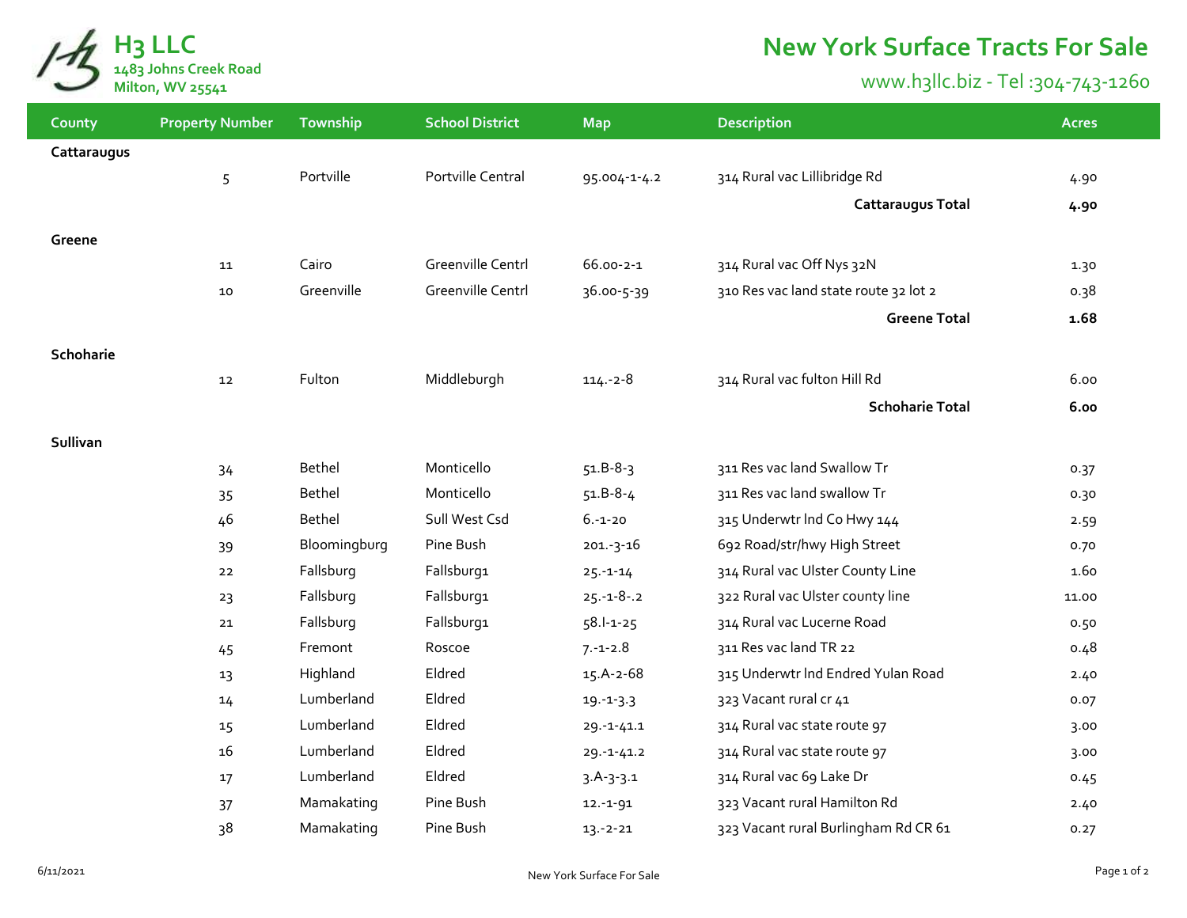# H3 LLC

**1483 Johns Creek Road**
**Milton, WV 25541**

## New York Surface Tracts For Sale

www.h3llc.biz - Tel :304-743-1260

| County | Property Number | Township | School District | Map | Description | Acres |
|---|---|---|---|---|---|---|
| **Cattaraugus** | | | | | | |
| | 5 | Portville | Portville Central | 95.004-1-4.2 | 314 Rural vac Lillibridge Rd | 4.90 |
| | | | | | **Cattaraugus Total** | **4.90** |
| **Greene** | | | | | | |
| | 11 | Cairo | Greenville Centrl | 66.00-2-1 | 314 Rural vac Off Nys 32N | 1.30 |
| | 10 | Greenville | Greenville Centrl | 36.00-5-39 | 310 Res vac land state route 32 lot 2 | 0.38 |
| | | | | | **Greene Total** | **1.68** |
| **Schoharie** | | | | | | |
| | 12 | Fulton | Middleburgh | 114.-2-8 | 314 Rural vac fulton Hill Rd | 6.00 |
| | | | | | **Schoharie Total** | **6.00** |
| **Sullivan** | | | | | | |
| | 34 | Bethel | Monticello | 51.B-8-3 | 311 Res vac land Swallow Tr | 0.37 |
| | 35 | Bethel | Monticello | 51.B-8-4 | 311 Res vac land swallow Tr | 0.30 |
| | 46 | Bethel | Sull West Csd | 6.-1-20 | 315 Underwtr lnd Co Hwy 144 | 2.59 |
| | 39 | Bloomingburg | Pine Bush | 201.-3-16 | 692 Road/str/hwy High Street | 0.70 |
| | 22 | Fallsburg | Fallsburg1 | 25.-1-14 | 314 Rural vac Ulster County Line | 1.60 |
| | 23 | Fallsburg | Fallsburg1 | 25.-1-8-.2 | 322 Rural vac Ulster county line | 11.00 |
| | 21 | Fallsburg | Fallsburg1 | 58.I-1-25 | 314 Rural vac Lucerne Road | 0.50 |
| | 45 | Fremont | Roscoe | 7.-1-2.8 | 311 Res vac land TR 22 | 0.48 |
| | 13 | Highland | Eldred | 15.A-2-68 | 315 Underwtr lnd Endred Yulan Road | 2.40 |
| | 14 | Lumberland | Eldred | 19.-1-3.3 | 323 Vacant rural cr 41 | 0.07 |
| | 15 | Lumberland | Eldred | 29.-1-41.1 | 314 Rural vac state route 97 | 3.00 |
| | 16 | Lumberland | Eldred | 29.-1-41.2 | 314 Rural vac state route 97 | 3.00 |
| | 17 | Lumberland | Eldred | 3.A-3-3.1 | 314 Rural vac 69 Lake Dr | 0.45 |
| | 37 | Mamakating | Pine Bush | 12.-1-91 | 323 Vacant rural Hamilton Rd | 2.40 |
| | 38 | Mamakating | Pine Bush | 13.-2-21 | 323 Vacant rural Burlingham Rd CR 61 | 0.27 |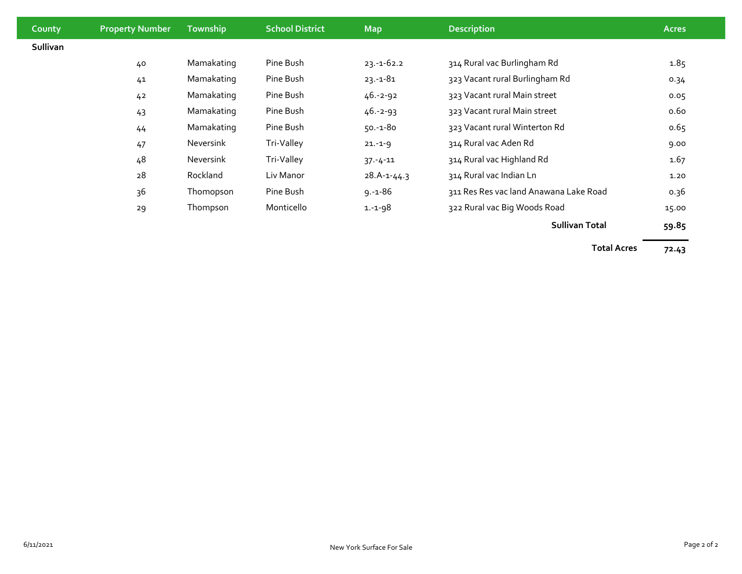| County | Property Number | Township | School District | Map | Description | Acres |
|---|---|---|---|---|---|---|
| **Sullivan** | | | | | | |
| | 40 | Mamakating | Pine Bush | 23.-1-62.2 | 314 Rural vac Burlingham Rd | 1.85 |
| | 41 | Mamakating | Pine Bush | 23.-1-81 | 323 Vacant rural Burlingham Rd | 0.34 |
| | 42 | Mamakating | Pine Bush | 46.-2-92 | 323 Vacant rural Main street | 0.05 |
| | 43 | Mamakating | Pine Bush | 46.-2-93 | 323 Vacant rural Main street | 0.60 |
| | 44 | Mamakating | Pine Bush | 50.-1-80 | 323 Vacant rural Winterton Rd | 0.65 |
| | 47 | Neversink | Tri-Valley | 21.-1-9 | 314 Rural vac Aden Rd | 9.00 |
| | 48 | Neversink | Tri-Valley | 37.-4-11 | 314 Rural vac Highland Rd | 1.67 |
| | 28 | Rockland | Liv Manor | 28.A-1-44.3 | 314 Rural vac Indian Ln | 1.20 |
| | 36 | Thomopson | Pine Bush | 9.-1-86 | 311 Res Res vac land Anawana Lake Road | 0.36 |
| | 29 | Thompson | Monticello | 1.-1-98 | 322 Rural vac Big Woods Road | 15.00 |
| | | | | | **Sullivan Total** | **59.85** |
| | | | | | **Total Acres** | **72.43** |

6/11/2021

New York Surface For Sale